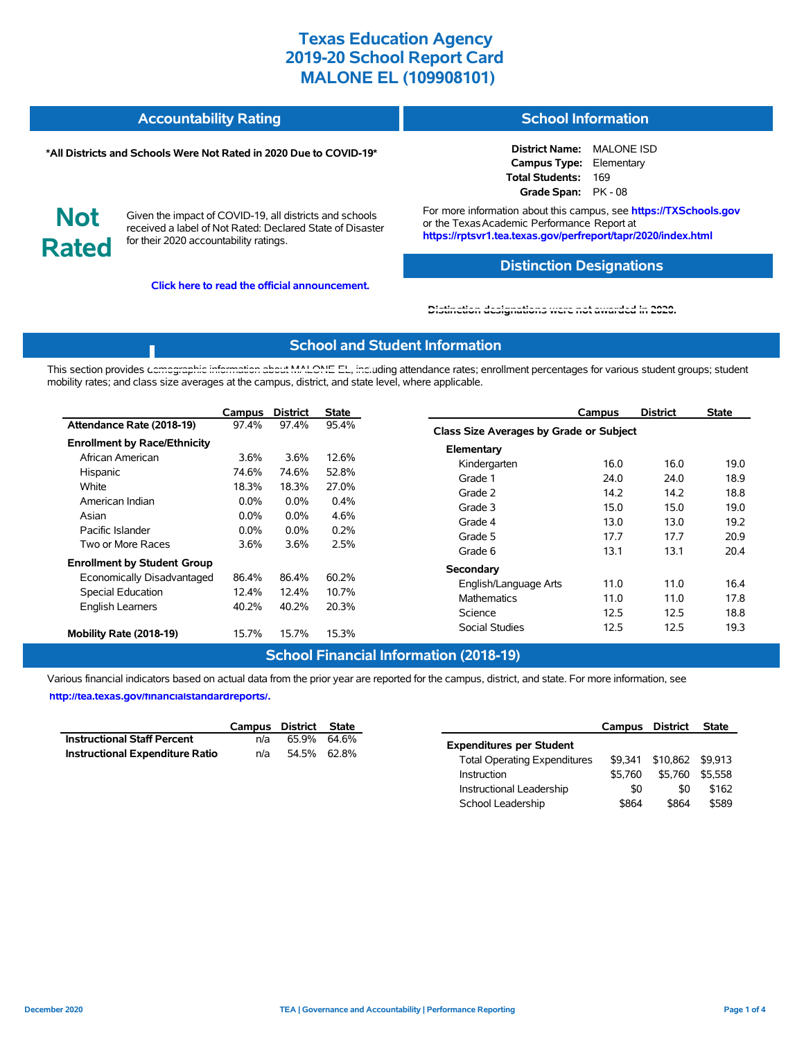# Texas Education Agency
# 2019-20 School Report Card
# MALONE EL (109908101)

## Accountability Rating

**\*All Districts and Schools Were Not Rated in 2020 Due to COVID-19\***

**Not Rated**

Given the impact of COVID-19, all districts and schools received a label of Not Rated: Declared State of Disaster for their 2020 accountability ratings.

**Click here to read the official announcement.**

## School Information

**District Name:** MALONE ISD
**Campus Type:** Elementary
**Total Students:** 169
**Grade Span:** PK - 08

For more information about this campus, see **https://TXSchools.gov** or the Texas Academic Performance Report at **https://rptsvr1.tea.texas.gov/perfreport/tapr/2020/index.html**

## Distinction Designations

Distinction designations were not awarded in 2020.

## School and Student Information

This section provides demographic information about MALONE EL, including attendance rates; enrollment percentages for various student groups; student mobility rates; and class size averages at the campus, district, and state level, where applicable.

| | Campus | District | State |
|---|---|---|---|
| **Attendance Rate (2018-19)** | 97.4% | 97.4% | 95.4% |
| **Enrollment by Race/Ethnicity** | | | |
| African American | 3.6% | 3.6% | 12.6% |
| Hispanic | 74.6% | 74.6% | 52.8% |
| White | 18.3% | 18.3% | 27.0% |
| American Indian | 0.0% | 0.0% | 0.4% |
| Asian | 0.0% | 0.0% | 4.6% |
| Pacific Islander | 0.0% | 0.0% | 0.2% |
| Two or More Races | 3.6% | 3.6% | 2.5% |
| **Enrollment by Student Group** | | | |
| Economically Disadvantaged | 86.4% | 86.4% | 60.2% |
| Special Education | 12.4% | 12.4% | 10.7% |
| English Learners | 40.2% | 40.2% | 20.3% |
| **Mobility Rate (2018-19)** | 15.7% | 15.7% | 15.3% |

| | Campus | District | State |
|---|---|---|---|
| **Class Size Averages by Grade or Subject** | | | |
| **Elementary** | | | |
| Kindergarten | 16.0 | 16.0 | 19.0 |
| Grade 1 | 24.0 | 24.0 | 18.9 |
| Grade 2 | 14.2 | 14.2 | 18.8 |
| Grade 3 | 15.0 | 15.0 | 19.0 |
| Grade 4 | 13.0 | 13.0 | 19.2 |
| Grade 5 | 17.7 | 17.7 | 20.9 |
| Grade 6 | 13.1 | 13.1 | 20.4 |
| **Secondary** | | | |
| English/Language Arts | 11.0 | 11.0 | 16.4 |
| Mathematics | 11.0 | 11.0 | 17.8 |
| Science | 12.5 | 12.5 | 18.8 |
| Social Studies | 12.5 | 12.5 | 19.3 |

## School Financial Information (2018-19)

Various financial indicators based on actual data from the prior year are reported for the campus, district, and state. For more information, see **http://tea.texas.gov/financialstandardreports/.**

| | Campus | District | State |
|---|---|---|---|
| **Instructional Staff Percent** | n/a | 65.9% | 64.6% |
| **Instructional Expenditure Ratio** | n/a | 54.5% | 62.8% |

| | Campus | District | State |
|---|---|---|---|
| **Expenditures per Student** | | | |
| Total Operating Expenditures | $9,341 | $10,862 | $9,913 |
| Instruction | $5,760 | $5,760 | $5,558 |
| Instructional Leadership | $0 | $0 | $162 |
| School Leadership | $864 | $864 | $589 |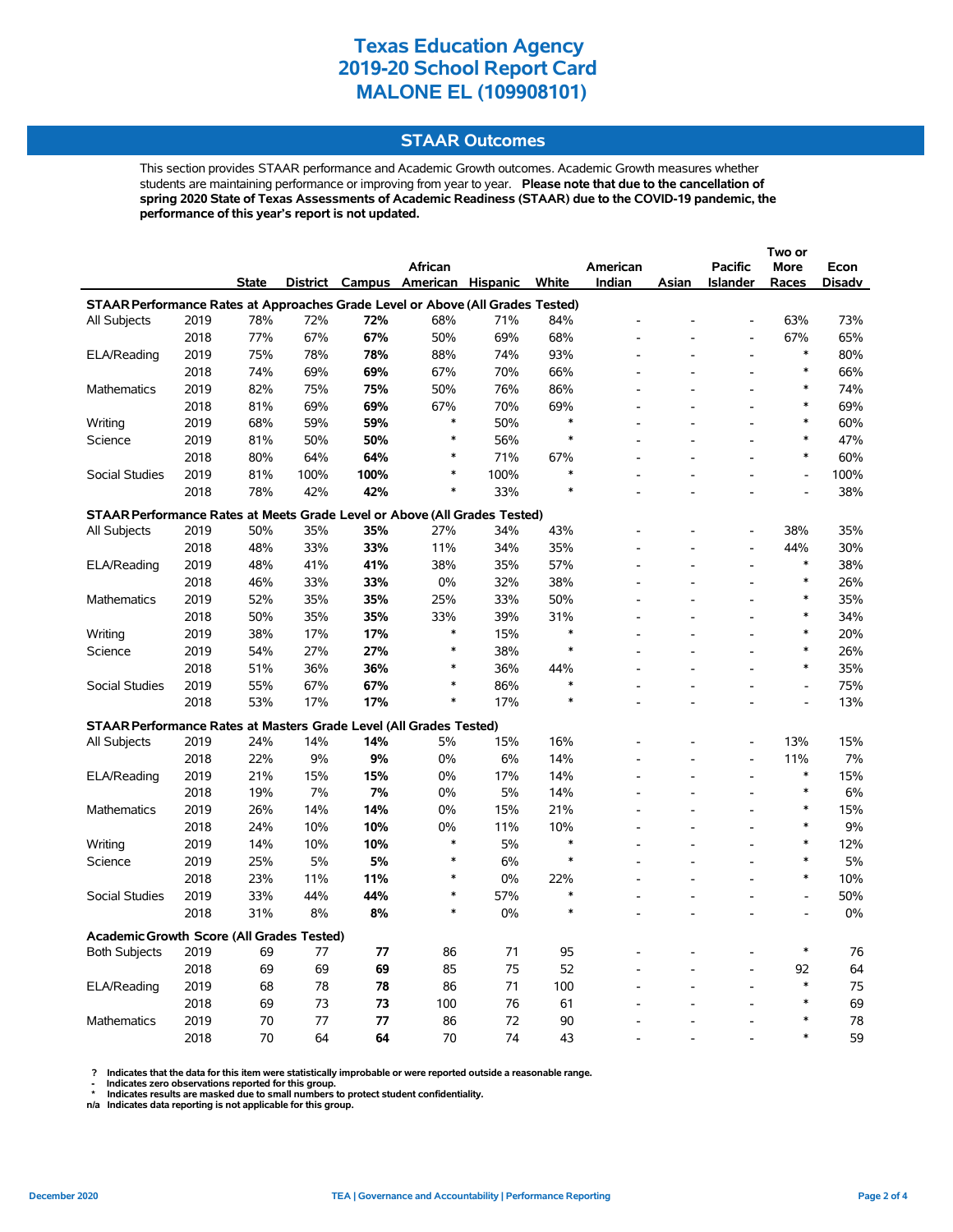# Texas Education Agency
# 2019-20 School Report Card
# MALONE EL (109908101)

## STAAR Outcomes

This section provides STAAR performance and Academic Growth outcomes. Academic Growth measures whether students are maintaining performance or improving from year to year. **Please note that due to the cancellation of spring 2020 State of Texas Assessments of Academic Readiness (STAAR) due to the COVID-19 pandemic, the performance of this year's report is not updated.**

| | | State | District | Campus | African American | Hispanic | White | American Indian | Asian | Pacific Islander | Two or More Races | Econ Disadv |
|---|---|---|---|---|---|---|---|---|---|---|---|---|
| **STAAR Performance Rates at Approaches Grade Level or Above (All Grades Tested)** | | | | | | | | | | | | |
| All Subjects | 2019 | 78% | 72% | **72%** | 68% | 71% | 84% | - | - | - | 63% | 73% |
| | 2018 | 77% | 67% | **67%** | 50% | 69% | 68% | - | - | - | 67% | 65% |
| ELA/Reading | 2019 | 75% | 78% | **78%** | 88% | 74% | 93% | - | - | - | * | 80% |
| | 2018 | 74% | 69% | **69%** | 67% | 70% | 66% | - | - | - | * | 66% |
| Mathematics | 2019 | 82% | 75% | **75%** | 50% | 76% | 86% | - | - | - | * | 74% |
| | 2018 | 81% | 69% | **69%** | 67% | 70% | 69% | - | - | - | * | 69% |
| Writing | 2019 | 68% | 59% | **59%** | * | 50% | * | - | - | - | * | 60% |
| Science | 2019 | 81% | 50% | **50%** | * | 56% | * | - | - | - | * | 47% |
| | 2018 | 80% | 64% | **64%** | * | 71% | 67% | - | - | - | * | 60% |
| Social Studies | 2019 | 81% | 100% | **100%** | * | 100% | * | - | - | - | - | 100% |
| | 2018 | 78% | 42% | **42%** | * | 33% | * | - | - | - | - | 38% |
| **STAAR Performance Rates at Meets Grade Level or Above (All Grades Tested)** | | | | | | | | | | | | |
| All Subjects | 2019 | 50% | 35% | **35%** | 27% | 34% | 43% | - | - | - | 38% | 35% |
| | 2018 | 48% | 33% | **33%** | 11% | 34% | 35% | - | - | - | 44% | 30% |
| ELA/Reading | 2019 | 48% | 41% | **41%** | 38% | 35% | 57% | - | - | - | * | 38% |
| | 2018 | 46% | 33% | **33%** | 0% | 32% | 38% | - | - | - | * | 26% |
| Mathematics | 2019 | 52% | 35% | **35%** | 25% | 33% | 50% | - | - | - | * | 35% |
| | 2018 | 50% | 35% | **35%** | 33% | 39% | 31% | - | - | - | * | 34% |
| Writing | 2019 | 38% | 17% | **17%** | * | 15% | * | - | - | - | * | 20% |
| Science | 2019 | 54% | 27% | **27%** | * | 38% | * | - | - | - | * | 26% |
| | 2018 | 51% | 36% | **36%** | * | 36% | 44% | - | - | - | * | 35% |
| Social Studies | 2019 | 55% | 67% | **67%** | * | 86% | * | - | - | - | - | 75% |
| | 2018 | 53% | 17% | **17%** | * | 17% | * | - | - | - | - | 13% |
| **STAAR Performance Rates at Masters Grade Level (All Grades Tested)** | | | | | | | | | | | | |
| All Subjects | 2019 | 24% | 14% | **14%** | 5% | 15% | 16% | - | - | - | 13% | 15% |
| | 2018 | 22% | 9% | **9%** | 0% | 6% | 14% | - | - | - | 11% | 7% |
| ELA/Reading | 2019 | 21% | 15% | **15%** | 0% | 17% | 14% | - | - | - | * | 15% |
| | 2018 | 19% | 7% | **7%** | 0% | 5% | 14% | - | - | - | * | 6% |
| Mathematics | 2019 | 26% | 14% | **14%** | 0% | 15% | 21% | - | - | - | * | 15% |
| | 2018 | 24% | 10% | **10%** | 0% | 11% | 10% | - | - | - | * | 9% |
| Writing | 2019 | 14% | 10% | **10%** | * | 5% | * | - | - | - | * | 12% |
| Science | 2019 | 25% | 5% | **5%** | * | 6% | * | - | - | - | * | 5% |
| | 2018 | 23% | 11% | **11%** | * | 0% | 22% | - | - | - | * | 10% |
| Social Studies | 2019 | 33% | 44% | **44%** | * | 57% | * | - | - | - | - | 50% |
| | 2018 | 31% | 8% | **8%** | * | 0% | * | - | - | - | - | 0% |
| **Academic Growth Score (All Grades Tested)** | | | | | | | | | | | | |
| Both Subjects | 2019 | 69 | 77 | **77** | 86 | 71 | 95 | - | - | - | * | 76 |
| | 2018 | 69 | 69 | **69** | 85 | 75 | 52 | - | - | - | 92 | 64 |
| ELA/Reading | 2019 | 68 | 78 | **78** | 86 | 71 | 100 | - | - | - | * | 75 |
| | 2018 | 69 | 73 | **73** | 100 | 76 | 61 | - | - | - | * | 69 |
| Mathematics | 2019 | 70 | 77 | **77** | 86 | 72 | 90 | - | - | - | * | 78 |
| | 2018 | 70 | 64 | **64** | 70 | 74 | 43 | - | - | - | * | 59 |

**?** Indicates that the data for this item were statistically improbable or were reported outside a reasonable range.
**-** Indicates zero observations reported for this group.
**\*** Indicates results are masked due to small numbers to protect student confidentiality.
**n/a** Indicates data reporting is not applicable for this group.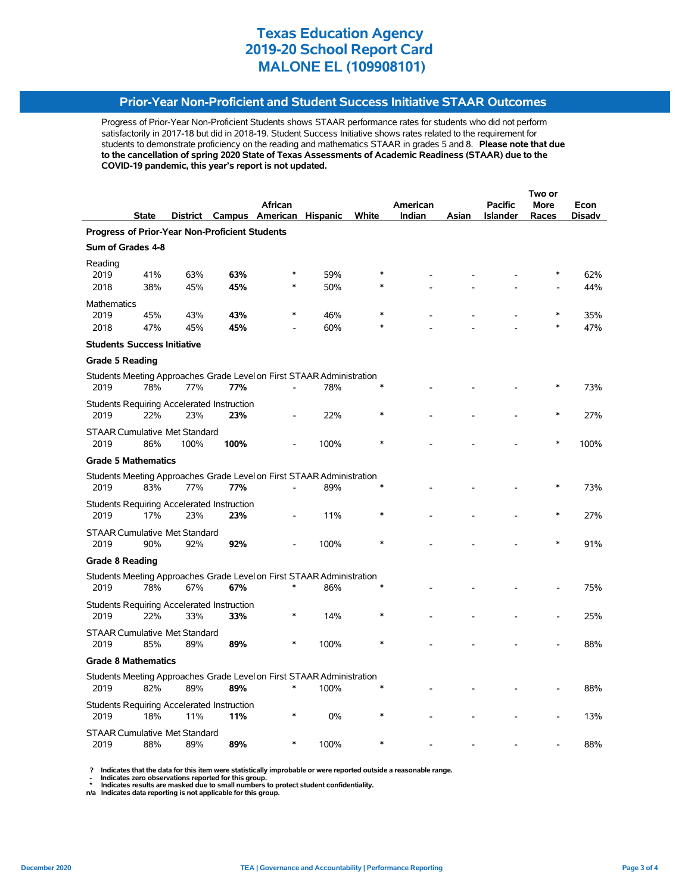# Texas Education Agency
# 2019-20 School Report Card
# MALONE EL (109908101)

## Prior-Year Non-Proficient and Student Success Initiative STAAR Outcomes

Progress of Prior-Year Non-Proficient Students shows STAAR performance rates for students who did not perform satisfactorily in 2017-18 but did in 2018-19. Student Success Initiative shows rates related to the requirement for students to demonstrate proficiency on the reading and mathematics STAAR in grades 5 and 8. **Please note that due to the cancellation of spring 2020 State of Texas Assessments of Academic Readiness (STAAR) due to the COVID-19 pandemic, this year's report is not updated.**

| | State | District | Campus | African American | Hispanic | White | American Indian | Asian | Pacific Islander | Two or More Races | Econ Disadv |
|---|---|---|---|---|---|---|---|---|---|---|---|
| **Progress of Prior-Year Non-Proficient Students** | | | | | | | | | | | |
| **Sum of Grades 4-8** | | | | | | | | | | | |
| Reading | | | | | | | | | | | |
| 2019 | 41% | 63% | **63%** | * | 59% | * | - | - | - | * | 62% |
| 2018 | 38% | 45% | **45%** | * | 50% | * | - | - | - | - | 44% |
| Mathematics | | | | | | | | | | | |
| 2019 | 45% | 43% | **43%** | * | 46% | * | - | - | - | * | 35% |
| 2018 | 47% | 45% | **45%** | - | 60% | * | - | - | - | * | 47% |
| **Students Success Initiative** | | | | | | | | | | | |
| **Grade 5 Reading** | | | | | | | | | | | |
| Students Meeting Approaches Grade Level on First STAAR Administration | | | | | | | | | | | |
| 2019 | 78% | 77% | **77%** | - | 78% | * | - | - | - | * | 73% |
| Students Requiring Accelerated Instruction | | | | | | | | | | | |
| 2019 | 22% | 23% | **23%** | - | 22% | * | - | - | - | * | 27% |
| STAAR Cumulative Met Standard | | | | | | | | | | | |
| 2019 | 86% | 100% | **100%** | - | 100% | * | - | - | - | * | 100% |
| **Grade 5 Mathematics** | | | | | | | | | | | |
| Students Meeting Approaches Grade Level on First STAAR Administration | | | | | | | | | | | |
| 2019 | 83% | 77% | **77%** | - | 89% | * | - | - | - | * | 73% |
| Students Requiring Accelerated Instruction | | | | | | | | | | | |
| 2019 | 17% | 23% | **23%** | - | 11% | * | - | - | - | * | 27% |
| STAAR Cumulative Met Standard | | | | | | | | | | | |
| 2019 | 90% | 92% | **92%** | - | 100% | * | - | - | - | * | 91% |
| **Grade 8 Reading** | | | | | | | | | | | |
| Students Meeting Approaches Grade Level on First STAAR Administration | | | | | | | | | | | |
| 2019 | 78% | 67% | **67%** | * | 86% | * | - | - | - | - | 75% |
| Students Requiring Accelerated Instruction | | | | | | | | | | | |
| 2019 | 22% | 33% | **33%** | * | 14% | * | - | - | - | - | 25% |
| STAAR Cumulative Met Standard | | | | | | | | | | | |
| 2019 | 85% | 89% | **89%** | * | 100% | * | - | - | - | - | 88% |
| **Grade 8 Mathematics** | | | | | | | | | | | |
| Students Meeting Approaches Grade Level on First STAAR Administration | | | | | | | | | | | |
| 2019 | 82% | 89% | **89%** | * | 100% | * | - | - | - | - | 88% |
| Students Requiring Accelerated Instruction | | | | | | | | | | | |
| 2019 | 18% | 11% | **11%** | * | 0% | * | - | - | - | - | 13% |
| STAAR Cumulative Met Standard | | | | | | | | | | | |
| 2019 | 88% | 89% | **89%** | * | 100% | * | - | - | - | - | 88% |

**?** Indicates that the data for this item were statistically improbable or were reported outside a reasonable range.
**-** Indicates zero observations reported for this group.
**\*** Indicates results are masked due to small numbers to protect student confidentiality.
**n/a** Indicates data reporting is not applicable for this group.